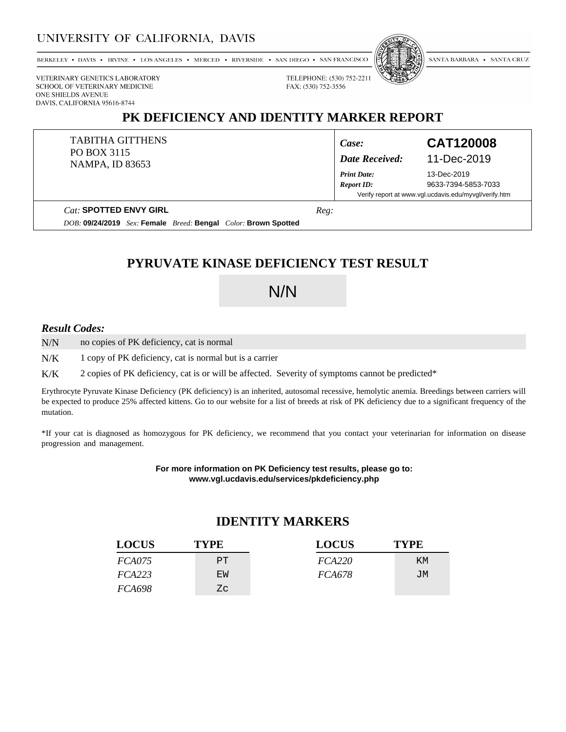UNIVERSITY OF CALIFORNIA, DAVIS

BERKELEY • DAVIS • IRVINE • LOS ANGELES • MERCED • RIVERSIDE • SAN DIEGO • SAN FRANCISCO • SANTA BARBARA • SANTA CRUZ

VETERINARY GENETICS LABORATORY
SCHOOL OF VETERINARY MEDICINE
ONE SHIELDS AVENUE
DAVIS, CALIFORNIA 95616-8744

TELEPHONE: (530) 752-2211
FAX: (530) 752-3556

# PK DEFICIENCY AND IDENTITY MARKER REPORT

TABITHA GITTHENS
PO BOX 3115
NAMPA, ID 83653

*Case:* **CAT120008**
*Date Received:* 11-Dec-2019
*Print Date:* 13-Dec-2019
*Report ID:* 9633-7394-5853-7033
Verify report at www.vgl.ucdavis.edu/myvgl/verify.htm

*Cat:* **SPOTTED ENVY GIRL** *Reg:*
*DOB:* **09/24/2019** *Sex:* **Female** *Breed:* **Bengal** *Color:* **Brown Spotted**

## PYRUVATE KINASE DEFICIENCY TEST RESULT

N/N

### *Result Codes:*

| | |
|---|---|
| N/N | no copies of PK deficiency, cat is normal |
| N/K | 1 copy of PK deficiency, cat is normal but is a carrier |
| K/K | 2 copies of PK deficiency, cat is or will be affected. Severity of symptoms cannot be predicted* |

Erythrocyte Pyruvate Kinase Deficiency (PK deficiency) is an inherited, autosomal recessive, hemolytic anemia. Breedings between carriers will be expected to produce 25% affected kittens. Go to our website for a list of breeds at risk of PK deficiency due to a significant frequency of the mutation.

*If your cat is diagnosed as homozygous for PK deficiency, we recommend that you contact your veterinarian for information on disease progression and management.

**For more information on PK Deficiency test results, please go to:**
**www.vgl.ucdavis.edu/services/pkdeficiency.php**

## IDENTITY MARKERS

| LOCUS | TYPE | LOCUS | TYPE |
|---|---|---|---|
| *FCA075* | PT | *FCA220* | KM |
| *FCA223* | EW | *FCA678* | JM |
| *FCA698* | Zc | | |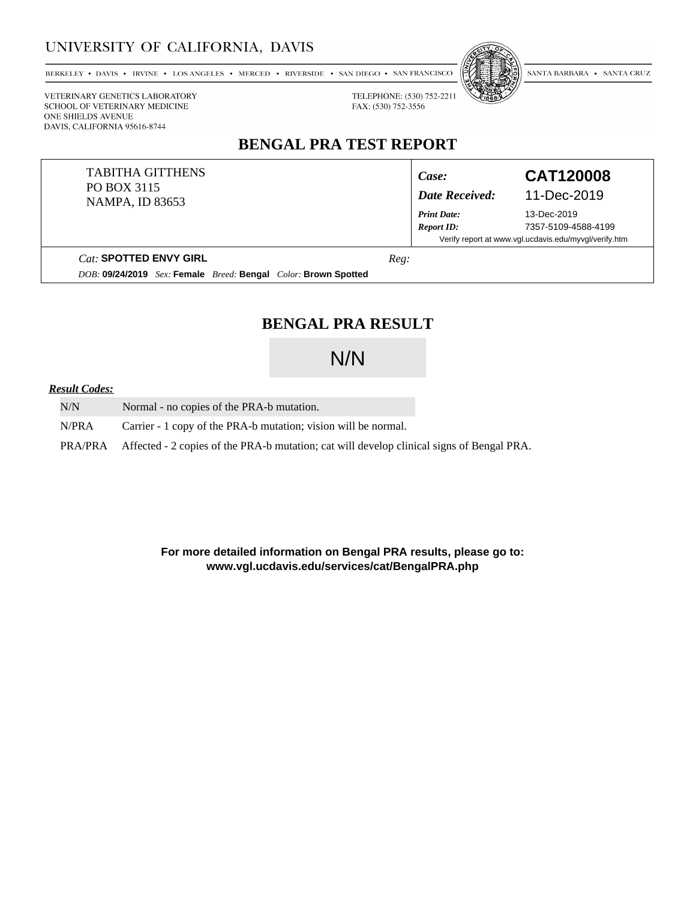UNIVERSITY OF CALIFORNIA, DAVIS

BERKELEY • DAVIS • IRVINE • LOS ANGELES • MERCED • RIVERSIDE • SAN DIEGO • SAN FRANCISCO SANTA BARBARA • SANTA CRUZ

VETERINARY GENETICS LABORATORY
SCHOOL OF VETERINARY MEDICINE
ONE SHIELDS AVENUE
DAVIS, CALIFORNIA 95616-8744

TELEPHONE: (530) 752-2211
FAX: (530) 752-3556

# BENGAL PRA TEST REPORT

TABITHA GITTHENS
PO BOX 3115
NAMPA, ID 83653

| | |
|---|---|
| *Case:* | **CAT120008** |
| *Date Received:* | 11-Dec-2019 |
| *Print Date:* | 13-Dec-2019 |
| *Report ID:* | 7357-5109-4588-4199 |

Verify report at www.vgl.ucdavis.edu/myvgl/verify.htm

*Cat:* **SPOTTED ENVY GIRL** *Reg:*

*DOB:* **09/24/2019** *Sex:* **Female** *Breed:* **Bengal** *Color:* **Brown Spotted**

## BENGAL PRA RESULT

N/N

***Result Codes:***

| | |
|---|---|
| N/N | Normal - no copies of the PRA-b mutation. |
| N/PRA | Carrier - 1 copy of the PRA-b mutation; vision will be normal. |
| PRA/PRA | Affected - 2 copies of the PRA-b mutation; cat will develop clinical signs of Bengal PRA. |

**For more detailed information on Bengal PRA results, please go to:**
**www.vgl.ucdavis.edu/services/cat/BengalPRA.php**